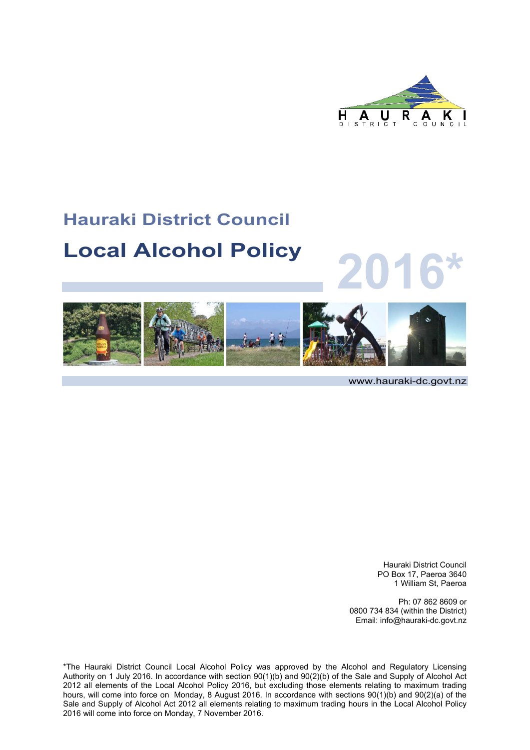HAURAKI DISTRICT COUNCIL

# Hauraki District Council

# Local Alcohol Policy

# 2016*

www.hauraki-dc.govt.nz

Hauraki District Council
PO Box 17, Paeroa 3640
1 William St, Paeroa

Ph: 07 862 8609 or
0800 734 834 (within the District)
Email: info@hauraki-dc.govt.nz

*The Hauraki District Council Local Alcohol Policy was approved by the Alcohol and Regulatory Licensing Authority on 1 July 2016. In accordance with section 90(1)(b) and 90(2)(b) of the Sale and Supply of Alcohol Act 2012 all elements of the Local Alcohol Policy 2016, but excluding those elements relating to maximum trading hours, will come into force on Monday, 8 August 2016. In accordance with sections 90(1)(b) and 90(2)(a) of the Sale and Supply of Alcohol Act 2012 all elements relating to maximum trading hours in the Local Alcohol Policy 2016 will come into force on Monday, 7 November 2016.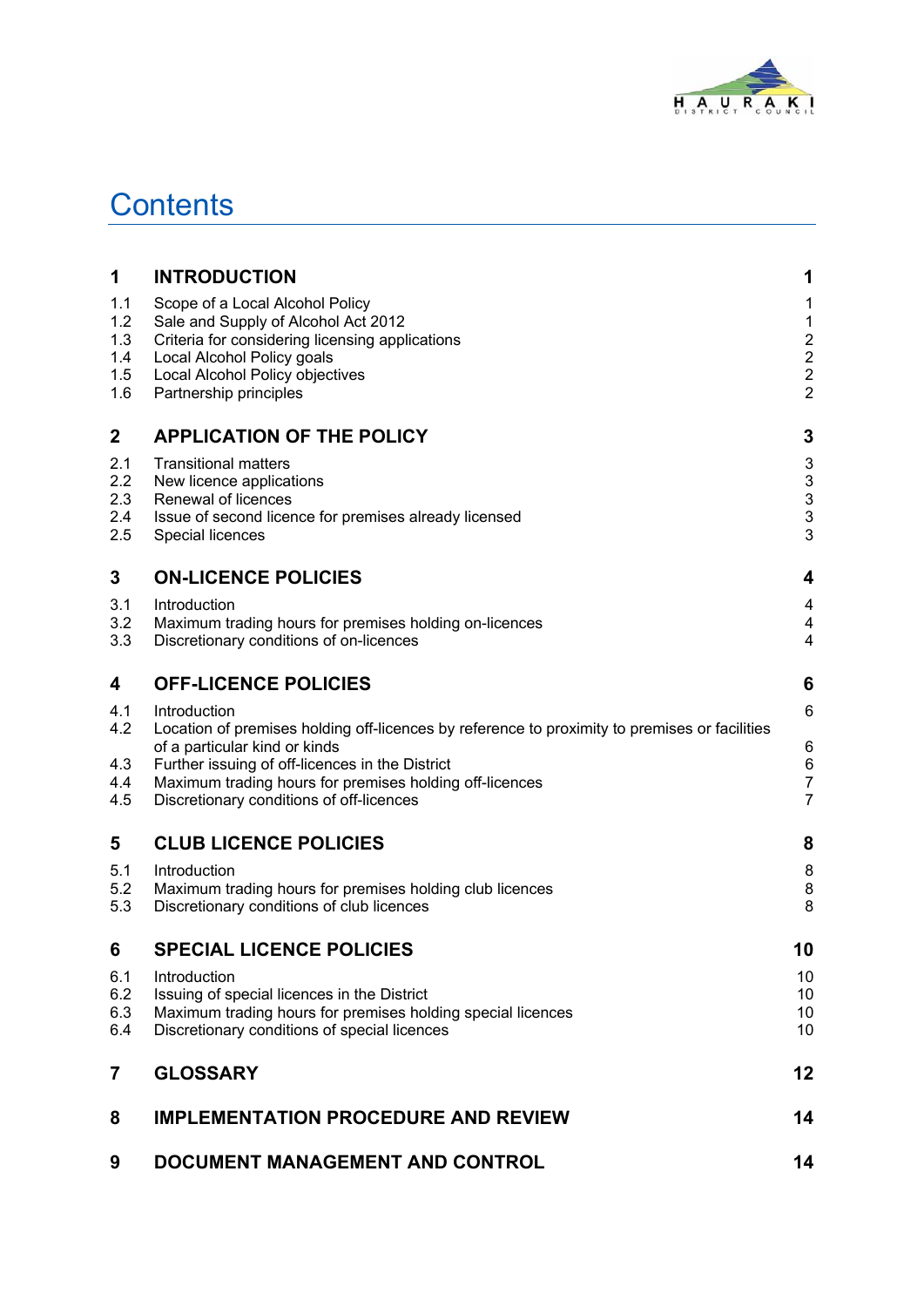# Contents

| | | |
|---|---|---|
| **1** | **INTRODUCTION** | **1** |
| 1.1 | Scope of a Local Alcohol Policy | 1 |
| 1.2 | Sale and Supply of Alcohol Act 2012 | 1 |
| 1.3 | Criteria for considering licensing applications | 2 |
| 1.4 | Local Alcohol Policy goals | 2 |
| 1.5 | Local Alcohol Policy objectives | 2 |
| 1.6 | Partnership principles | 2 |
| **2** | **APPLICATION OF THE POLICY** | **3** |
| 2.1 | Transitional matters | 3 |
| 2.2 | New licence applications | 3 |
| 2.3 | Renewal of licences | 3 |
| 2.4 | Issue of second licence for premises already licensed | 3 |
| 2.5 | Special licences | 3 |
| **3** | **ON-LICENCE POLICIES** | **4** |
| 3.1 | Introduction | 4 |
| 3.2 | Maximum trading hours for premises holding on-licences | 4 |
| 3.3 | Discretionary conditions of on-licences | 4 |
| **4** | **OFF-LICENCE POLICIES** | **6** |
| 4.1 | Introduction | 6 |
| 4.2 | Location of premises holding off-licences by reference to proximity to premises or facilities of a particular kind or kinds | 6 |
| 4.3 | Further issuing of off-licences in the District | 6 |
| 4.4 | Maximum trading hours for premises holding off-licences | 7 |
| 4.5 | Discretionary conditions of off-licences | 7 |
| **5** | **CLUB LICENCE POLICIES** | **8** |
| 5.1 | Introduction | 8 |
| 5.2 | Maximum trading hours for premises holding club licences | 8 |
| 5.3 | Discretionary conditions of club licences | 8 |
| **6** | **SPECIAL LICENCE POLICIES** | **10** |
| 6.1 | Introduction | 10 |
| 6.2 | Issuing of special licences in the District | 10 |
| 6.3 | Maximum trading hours for premises holding special licences | 10 |
| 6.4 | Discretionary conditions of special licences | 10 |
| **7** | **GLOSSARY** | **12** |
| **8** | **IMPLEMENTATION PROCEDURE AND REVIEW** | **14** |
| **9** | **DOCUMENT MANAGEMENT AND CONTROL** | **14** |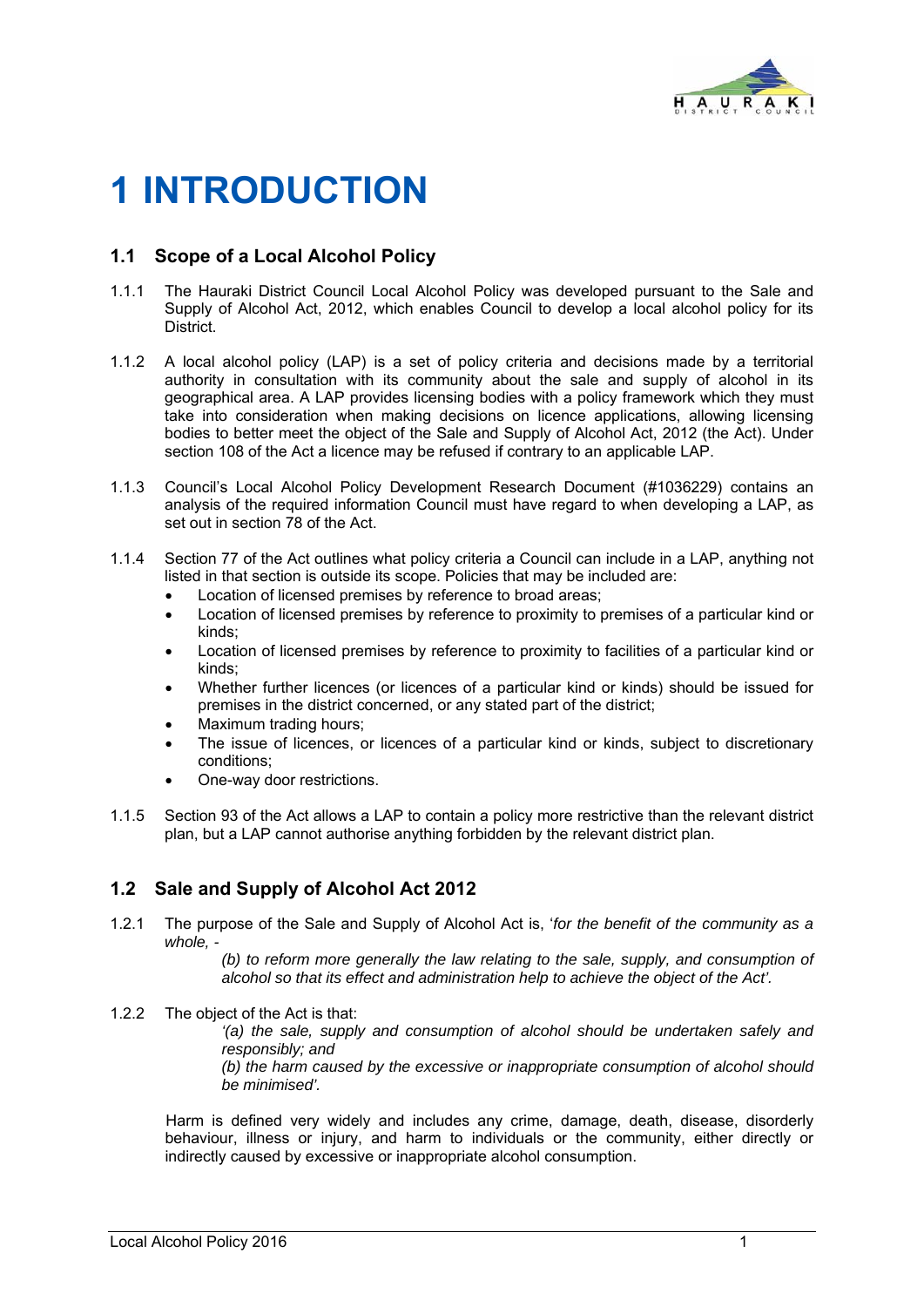# 1 INTRODUCTION

## 1.1 Scope of a Local Alcohol Policy

1.1.1 The Hauraki District Council Local Alcohol Policy was developed pursuant to the Sale and Supply of Alcohol Act, 2012, which enables Council to develop a local alcohol policy for its District.

1.1.2 A local alcohol policy (LAP) is a set of policy criteria and decisions made by a territorial authority in consultation with its community about the sale and supply of alcohol in its geographical area. A LAP provides licensing bodies with a policy framework which they must take into consideration when making decisions on licence applications, allowing licensing bodies to better meet the object of the Sale and Supply of Alcohol Act, 2012 (the Act). Under section 108 of the Act a licence may be refused if contrary to an applicable LAP.

1.1.3 Council's Local Alcohol Policy Development Research Document (#1036229) contains an analysis of the required information Council must have regard to when developing a LAP, as set out in section 78 of the Act.

1.1.4 Section 77 of the Act outlines what policy criteria a Council can include in a LAP, anything not listed in that section is outside its scope. Policies that may be included are:

- Location of licensed premises by reference to broad areas;
- Location of licensed premises by reference to proximity to premises of a particular kind or kinds;
- Location of licensed premises by reference to proximity to facilities of a particular kind or kinds;
- Whether further licences (or licences of a particular kind or kinds) should be issued for premises in the district concerned, or any stated part of the district;
- Maximum trading hours;
- The issue of licences, or licences of a particular kind or kinds, subject to discretionary conditions;
- One-way door restrictions.

1.1.5 Section 93 of the Act allows a LAP to contain a policy more restrictive than the relevant district plan, but a LAP cannot authorise anything forbidden by the relevant district plan.

## 1.2 Sale and Supply of Alcohol Act 2012

1.2.1 The purpose of the Sale and Supply of Alcohol Act is, '*for the benefit of the community as a whole, -*

> *(b) to reform more generally the law relating to the sale, supply, and consumption of alcohol so that its effect and administration help to achieve the object of the Act'.*

1.2.2 The object of the Act is that:

> *'(a) the sale, supply and consumption of alcohol should be undertaken safely and responsibly; and*
>
> *(b) the harm caused by the excessive or inappropriate consumption of alcohol should be minimised'.*

Harm is defined very widely and includes any crime, damage, death, disease, disorderly behaviour, illness or injury, and harm to individuals or the community, either directly or indirectly caused by excessive or inappropriate alcohol consumption.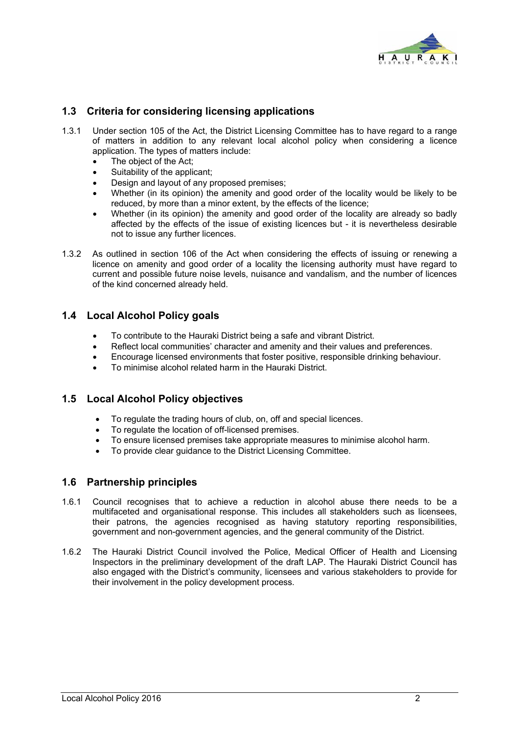## 1.3 Criteria for considering licensing applications

1.3.1 Under section 105 of the Act, the District Licensing Committee has to have regard to a range of matters in addition to any relevant local alcohol policy when considering a licence application. The types of matters include:

- The object of the Act;
- Suitability of the applicant;
- Design and layout of any proposed premises;
- Whether (in its opinion) the amenity and good order of the locality would be likely to be reduced, by more than a minor extent, by the effects of the licence;
- Whether (in its opinion) the amenity and good order of the locality are already so badly affected by the effects of the issue of existing licences but - it is nevertheless desirable not to issue any further licences.

1.3.2 As outlined in section 106 of the Act when considering the effects of issuing or renewing a licence on amenity and good order of a locality the licensing authority must have regard to current and possible future noise levels, nuisance and vandalism, and the number of licences of the kind concerned already held.

## 1.4 Local Alcohol Policy goals

- To contribute to the Hauraki District being a safe and vibrant District.
- Reflect local communities' character and amenity and their values and preferences.
- Encourage licensed environments that foster positive, responsible drinking behaviour.
- To minimise alcohol related harm in the Hauraki District.

## 1.5 Local Alcohol Policy objectives

- To regulate the trading hours of club, on, off and special licences.
- To regulate the location of off-licensed premises.
- To ensure licensed premises take appropriate measures to minimise alcohol harm.
- To provide clear guidance to the District Licensing Committee.

## 1.6 Partnership principles

1.6.1 Council recognises that to achieve a reduction in alcohol abuse there needs to be a multifaceted and organisational response. This includes all stakeholders such as licensees, their patrons, the agencies recognised as having statutory reporting responsibilities, government and non-government agencies, and the general community of the District.

1.6.2 The Hauraki District Council involved the Police, Medical Officer of Health and Licensing Inspectors in the preliminary development of the draft LAP. The Hauraki District Council has also engaged with the District's community, licensees and various stakeholders to provide for their involvement in the policy development process.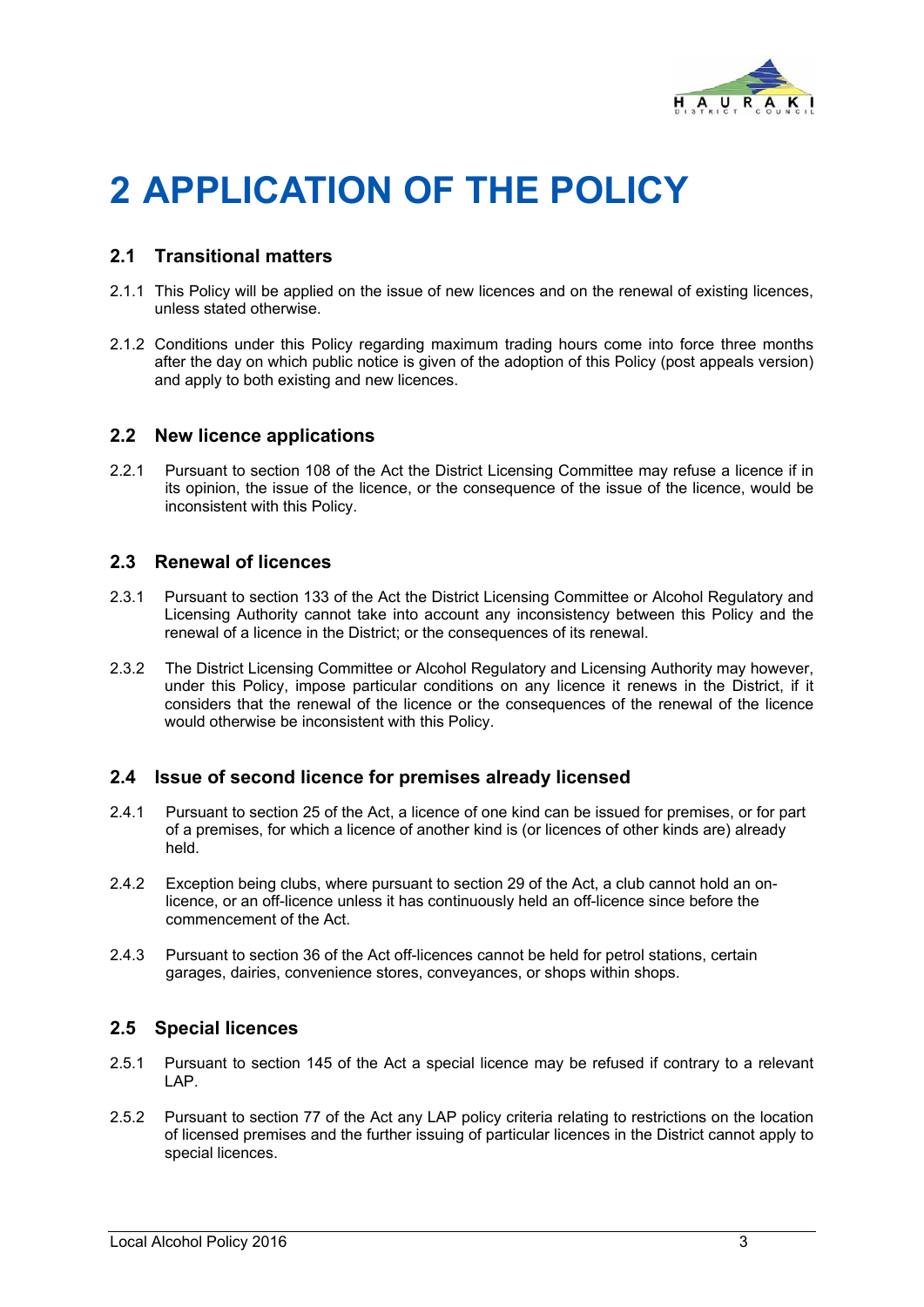# 2 APPLICATION OF THE POLICY

## 2.1 Transitional matters

2.1.1 This Policy will be applied on the issue of new licences and on the renewal of existing licences, unless stated otherwise.

2.1.2 Conditions under this Policy regarding maximum trading hours come into force three months after the day on which public notice is given of the adoption of this Policy (post appeals version) and apply to both existing and new licences.

## 2.2 New licence applications

2.2.1 Pursuant to section 108 of the Act the District Licensing Committee may refuse a licence if in its opinion, the issue of the licence, or the consequence of the issue of the licence, would be inconsistent with this Policy.

## 2.3 Renewal of licences

2.3.1 Pursuant to section 133 of the Act the District Licensing Committee or Alcohol Regulatory and Licensing Authority cannot take into account any inconsistency between this Policy and the renewal of a licence in the District; or the consequences of its renewal.

2.3.2 The District Licensing Committee or Alcohol Regulatory and Licensing Authority may however, under this Policy, impose particular conditions on any licence it renews in the District, if it considers that the renewal of the licence or the consequences of the renewal of the licence would otherwise be inconsistent with this Policy.

## 2.4 Issue of second licence for premises already licensed

2.4.1 Pursuant to section 25 of the Act, a licence of one kind can be issued for premises, or for part of a premises, for which a licence of another kind is (or licences of other kinds are) already held.

2.4.2 Exception being clubs, where pursuant to section 29 of the Act, a club cannot hold an on-licence, or an off-licence unless it has continuously held an off-licence since before the commencement of the Act.

2.4.3 Pursuant to section 36 of the Act off-licences cannot be held for petrol stations, certain garages, dairies, convenience stores, conveyances, or shops within shops.

## 2.5 Special licences

2.5.1 Pursuant to section 145 of the Act a special licence may be refused if contrary to a relevant LAP.

2.5.2 Pursuant to section 77 of the Act any LAP policy criteria relating to restrictions on the location of licensed premises and the further issuing of particular licences in the District cannot apply to special licences.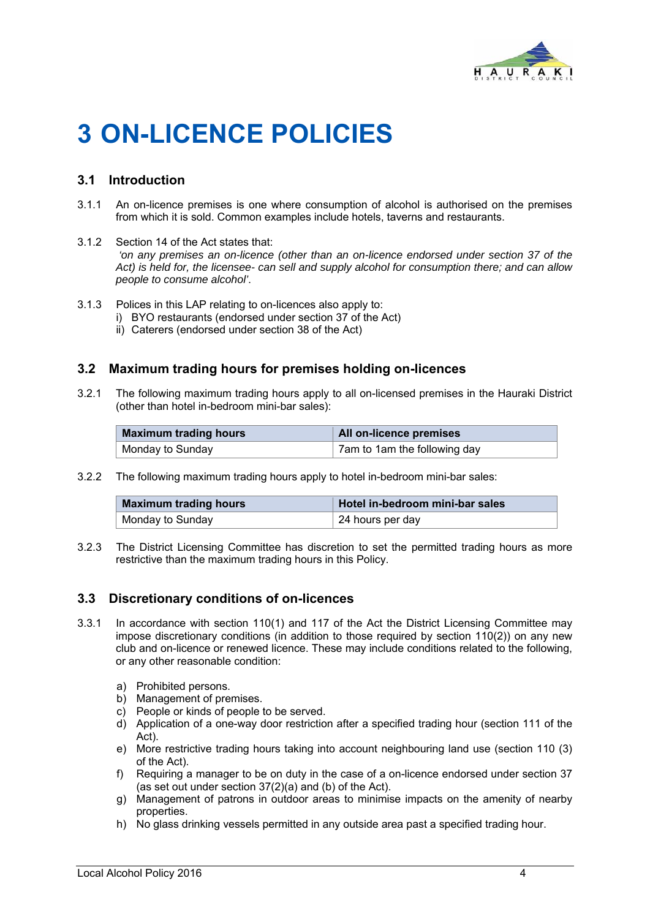# 3 ON-LICENCE POLICIES

## 3.1 Introduction

3.1.1 An on-licence premises is one where consumption of alcohol is authorised on the premises from which it is sold. Common examples include hotels, taverns and restaurants.

3.1.2 Section 14 of the Act states that:
*'on any premises an on-licence (other than an on-licence endorsed under section 37 of the Act) is held for, the licensee- can sell and supply alcohol for consumption there; and can allow people to consume alcohol'.*

3.1.3 Polices in this LAP relating to on-licences also apply to:
i) BYO restaurants (endorsed under section 37 of the Act)
ii) Caterers (endorsed under section 38 of the Act)

## 3.2 Maximum trading hours for premises holding on-licences

3.2.1 The following maximum trading hours apply to all on-licensed premises in the Hauraki District (other than hotel in-bedroom mini-bar sales):

| Maximum trading hours | All on-licence premises |
|---|---|
| Monday to Sunday | 7am to 1am the following day |

3.2.2 The following maximum trading hours apply to hotel in-bedroom mini-bar sales:

| Maximum trading hours | Hotel in-bedroom mini-bar sales |
|---|---|
| Monday to Sunday | 24 hours per day |

3.2.3 The District Licensing Committee has discretion to set the permitted trading hours as more restrictive than the maximum trading hours in this Policy.

## 3.3 Discretionary conditions of on-licences

3.3.1 In accordance with section 110(1) and 117 of the Act the District Licensing Committee may impose discretionary conditions (in addition to those required by section 110(2)) on any new club and on-licence or renewed licence. These may include conditions related to the following, or any other reasonable condition:

a) Prohibited persons.
b) Management of premises.
c) People or kinds of people to be served.
d) Application of a one-way door restriction after a specified trading hour (section 111 of the Act).
e) More restrictive trading hours taking into account neighbouring land use (section 110 (3) of the Act).
f) Requiring a manager to be on duty in the case of a on-licence endorsed under section 37 (as set out under section 37(2)(a) and (b) of the Act).
g) Management of patrons in outdoor areas to minimise impacts on the amenity of nearby properties.
h) No glass drinking vessels permitted in any outside area past a specified trading hour.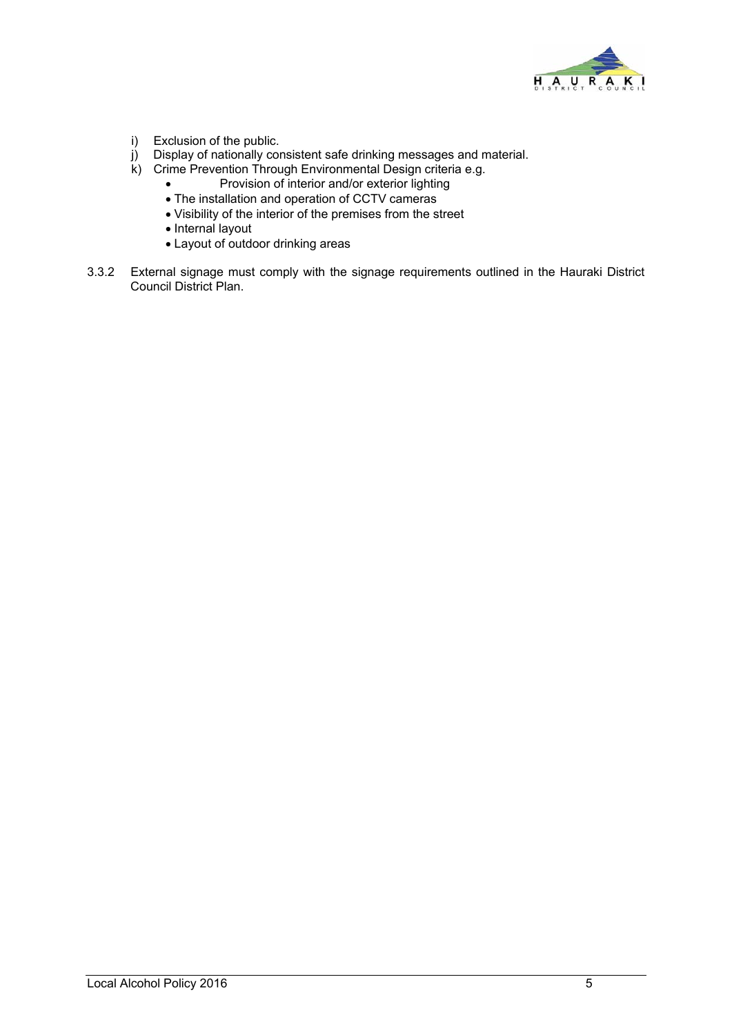i) Exclusion of the public.
j) Display of nationally consistent safe drinking messages and material.
k) Crime Prevention Through Environmental Design criteria e.g.
    - Provision of interior and/or exterior lighting
    - The installation and operation of CCTV cameras
    - Visibility of the interior of the premises from the street
    - Internal layout
    - Layout of outdoor drinking areas

3.3.2 External signage must comply with the signage requirements outlined in the Hauraki District Council District Plan.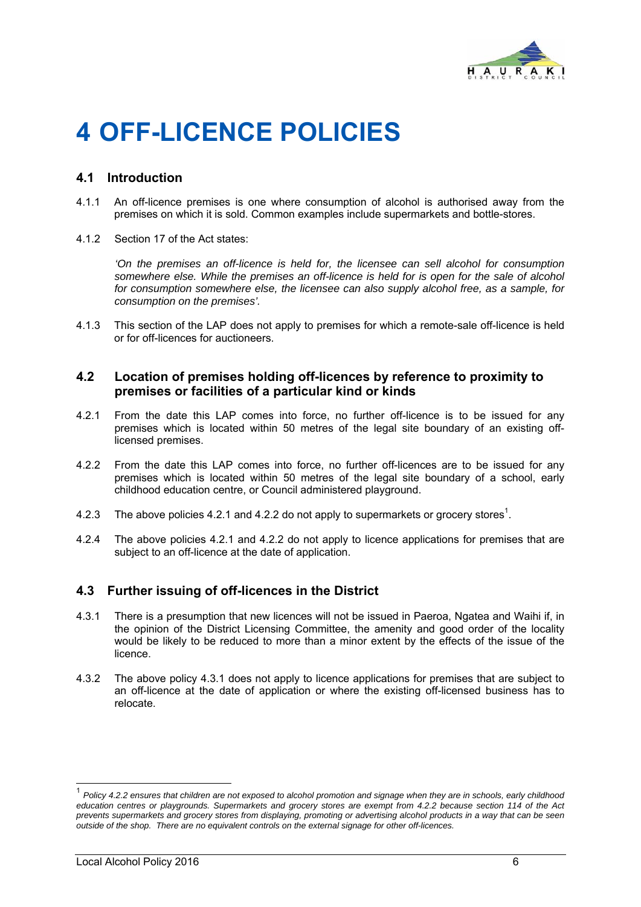# 4 OFF-LICENCE POLICIES

## 4.1 Introduction

4.1.1 An off-licence premises is one where consumption of alcohol is authorised away from the premises on which it is sold. Common examples include supermarkets and bottle-stores.

4.1.2 Section 17 of the Act states:

*'On the premises an off-licence is held for, the licensee can sell alcohol for consumption somewhere else. While the premises an off-licence is held for is open for the sale of alcohol for consumption somewhere else, the licensee can also supply alcohol free, as a sample, for consumption on the premises'.*

4.1.3 This section of the LAP does not apply to premises for which a remote-sale off-licence is held or for off-licences for auctioneers.

## 4.2 Location of premises holding off-licences by reference to proximity to premises or facilities of a particular kind or kinds

4.2.1 From the date this LAP comes into force, no further off-licence is to be issued for any premises which is located within 50 metres of the legal site boundary of an existing off-licensed premises.

4.2.2 From the date this LAP comes into force, no further off-licences are to be issued for any premises which is located within 50 metres of the legal site boundary of a school, early childhood education centre, or Council administered playground.

4.2.3 The above policies 4.2.1 and 4.2.2 do not apply to supermarkets or grocery stores[1].

4.2.4 The above policies 4.2.1 and 4.2.2 do not apply to licence applications for premises that are subject to an off-licence at the date of application.

## 4.3 Further issuing of off-licences in the District

4.3.1 There is a presumption that new licences will not be issued in Paeroa, Ngatea and Waihi if, in the opinion of the District Licensing Committee, the amenity and good order of the locality would be likely to be reduced to more than a minor extent by the effects of the issue of the licence.

4.3.2 The above policy 4.3.1 does not apply to licence applications for premises that are subject to an off-licence at the date of application or where the existing off-licensed business has to relocate.

---

[1] *Policy 4.2.2 ensures that children are not exposed to alcohol promotion and signage when they are in schools, early childhood education centres or playgrounds. Supermarkets and grocery stores are exempt from 4.2.2 because section 114 of the Act prevents supermarkets and grocery stores from displaying, promoting or advertising alcohol products in a way that can be seen outside of the shop. There are no equivalent controls on the external signage for other off-licences.*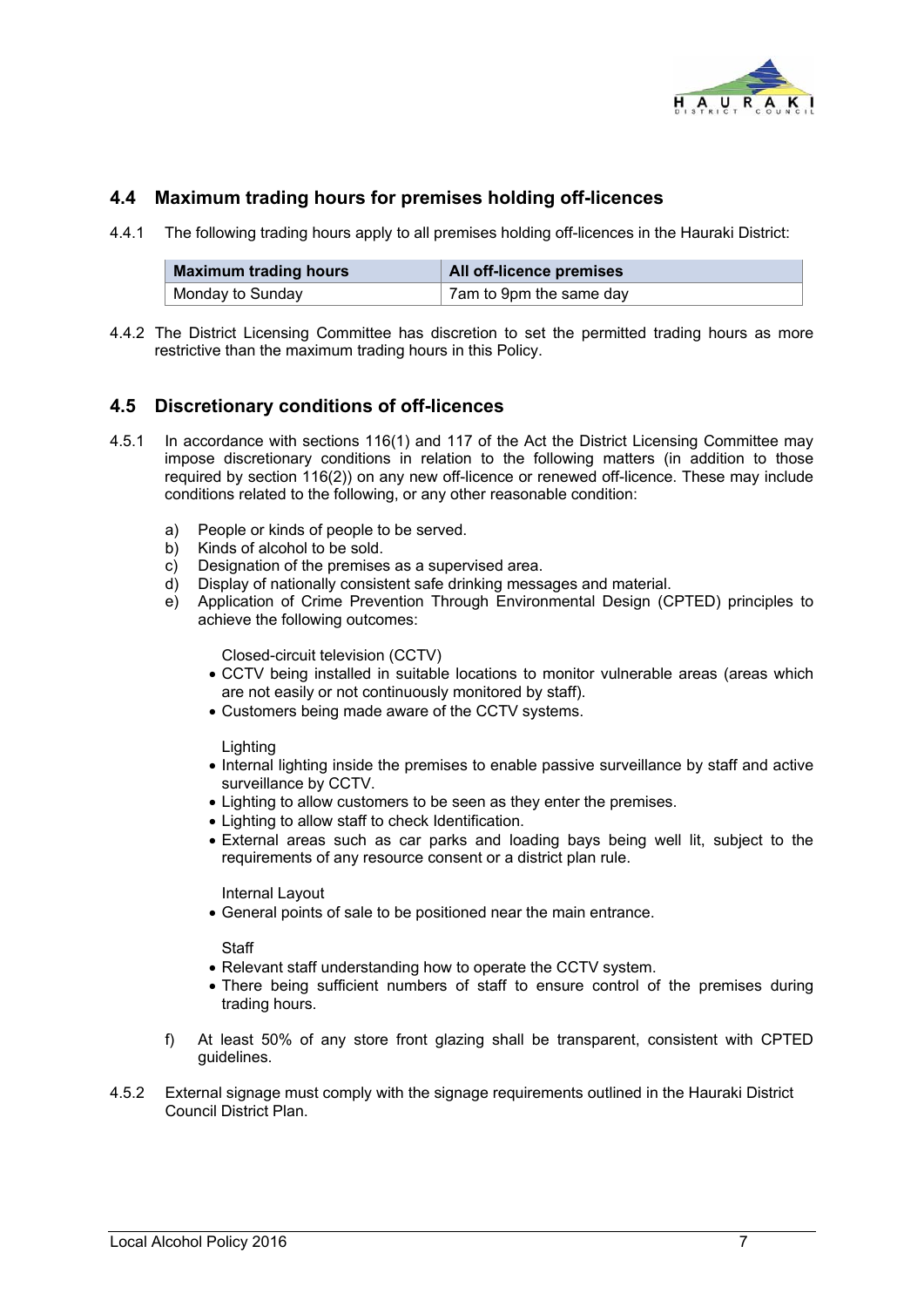## 4.4 Maximum trading hours for premises holding off-licences

4.4.1 The following trading hours apply to all premises holding off-licences in the Hauraki District:

| Maximum trading hours | All off-licence premises |
|---|---|
| Monday to Sunday | 7am to 9pm the same day |

4.4.2 The District Licensing Committee has discretion to set the permitted trading hours as more restrictive than the maximum trading hours in this Policy.

## 4.5 Discretionary conditions of off-licences

4.5.1 In accordance with sections 116(1) and 117 of the Act the District Licensing Committee may impose discretionary conditions in relation to the following matters (in addition to those required by section 116(2)) on any new off-licence or renewed off-licence. These may include conditions related to the following, or any other reasonable condition:

a) People or kinds of people to be served.
b) Kinds of alcohol to be sold.
c) Designation of the premises as a supervised area.
d) Display of nationally consistent safe drinking messages and material.
e) Application of Crime Prevention Through Environmental Design (CPTED) principles to achieve the following outcomes:

   Closed-circuit television (CCTV)
   - CCTV being installed in suitable locations to monitor vulnerable areas (areas which are not easily or not continuously monitored by staff).
   - Customers being made aware of the CCTV systems.

   Lighting
   - Internal lighting inside the premises to enable passive surveillance by staff and active surveillance by CCTV.
   - Lighting to allow customers to be seen as they enter the premises.
   - Lighting to allow staff to check Identification.
   - External areas such as car parks and loading bays being well lit, subject to the requirements of any resource consent or a district plan rule.

   Internal Layout
   - General points of sale to be positioned near the main entrance.

   Staff
   - Relevant staff understanding how to operate the CCTV system.
   - There being sufficient numbers of staff to ensure control of the premises during trading hours.

f) At least 50% of any store front glazing shall be transparent, consistent with CPTED guidelines.

4.5.2 External signage must comply with the signage requirements outlined in the Hauraki District Council District Plan.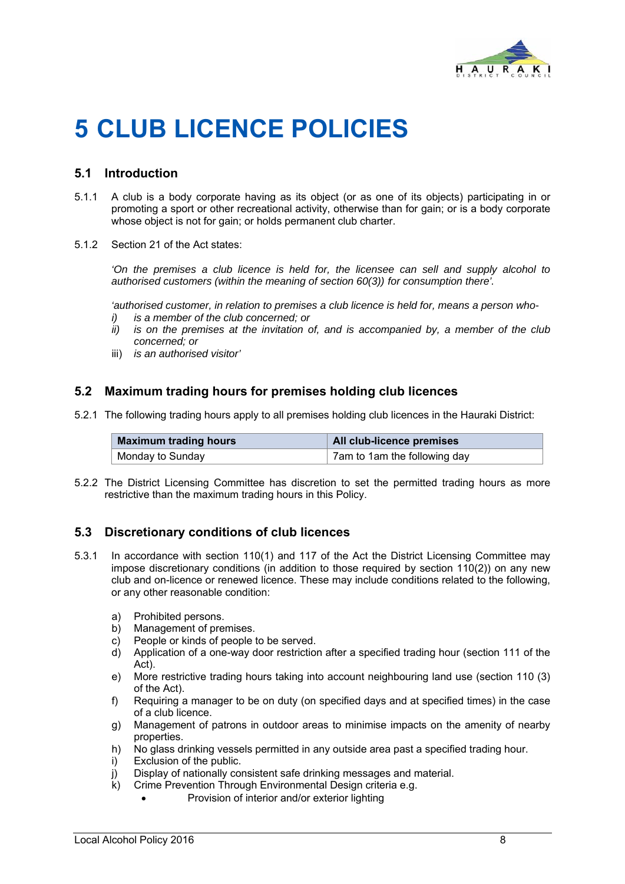# 5 CLUB LICENCE POLICIES

## 5.1 Introduction

5.1.1 A club is a body corporate having as its object (or as one of its objects) participating in or promoting a sport or other recreational activity, otherwise than for gain; or is a body corporate whose object is not for gain; or holds permanent club charter.

5.1.2 Section 21 of the Act states:

*'On the premises a club licence is held for, the licensee can sell and supply alcohol to authorised customers (within the meaning of section 60(3)) for consumption there'.*

*'authorised customer, in relation to premises a club licence is held for, means a person who-*

*i) is a member of the club concerned; or*
*ii) is on the premises at the invitation of, and is accompanied by, a member of the club concerned; or*
iii) *is an authorised visitor'*

## 5.2 Maximum trading hours for premises holding club licences

5.2.1 The following trading hours apply to all premises holding club licences in the Hauraki District:

| Maximum trading hours | All club-licence premises |
|---|---|
| Monday to Sunday | 7am to 1am the following day |

5.2.2 The District Licensing Committee has discretion to set the permitted trading hours as more restrictive than the maximum trading hours in this Policy.

## 5.3 Discretionary conditions of club licences

5.3.1 In accordance with section 110(1) and 117 of the Act the District Licensing Committee may impose discretionary conditions (in addition to those required by section 110(2)) on any new club and on-licence or renewed licence. These may include conditions related to the following, or any other reasonable condition:

a) Prohibited persons.
b) Management of premises.
c) People or kinds of people to be served.
d) Application of a one-way door restriction after a specified trading hour (section 111 of the Act).
e) More restrictive trading hours taking into account neighbouring land use (section 110 (3) of the Act).
f) Requiring a manager to be on duty (on specified days and at specified times) in the case of a club licence.
g) Management of patrons in outdoor areas to minimise impacts on the amenity of nearby properties.
h) No glass drinking vessels permitted in any outside area past a specified trading hour.
i) Exclusion of the public.
j) Display of nationally consistent safe drinking messages and material.
k) Crime Prevention Through Environmental Design criteria e.g.
   - Provision of interior and/or exterior lighting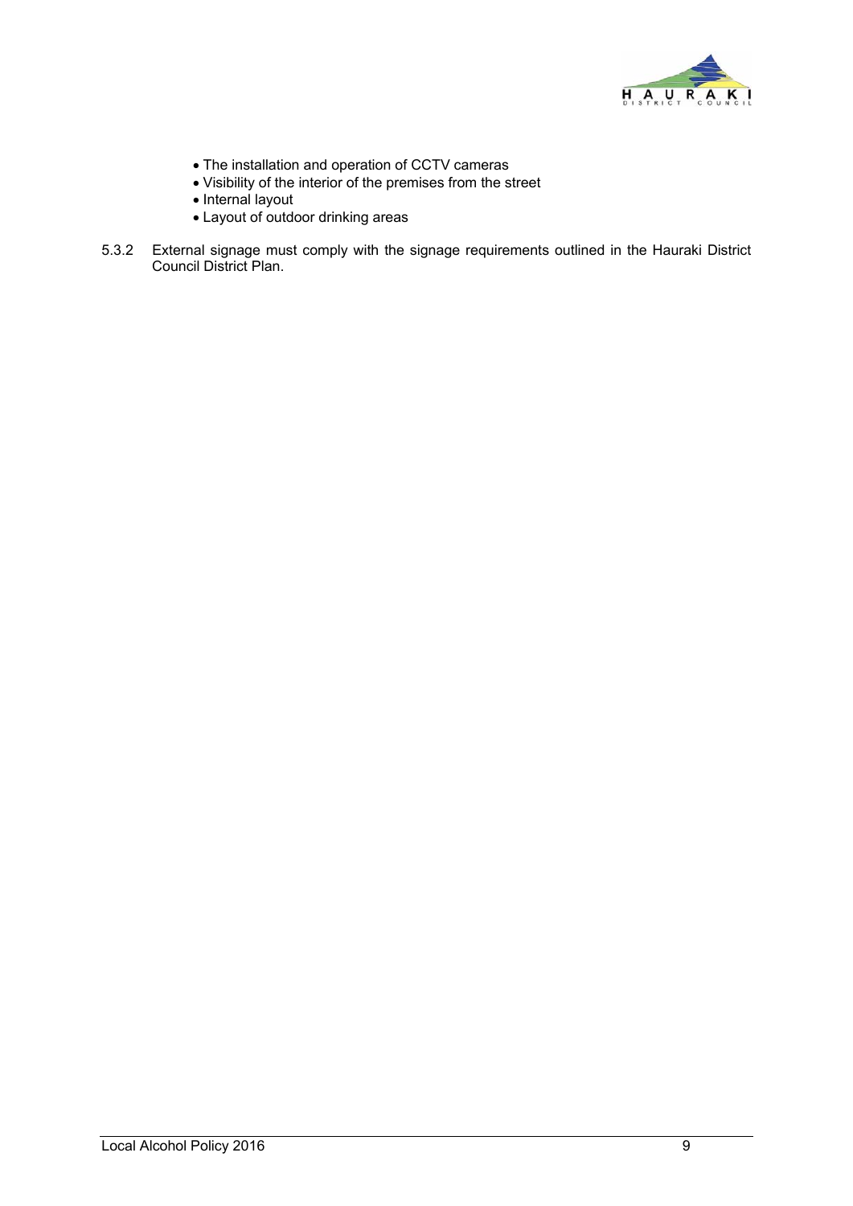- The installation and operation of CCTV cameras
- Visibility of the interior of the premises from the street
- Internal layout
- Layout of outdoor drinking areas

5.3.2 External signage must comply with the signage requirements outlined in the Hauraki District Council District Plan.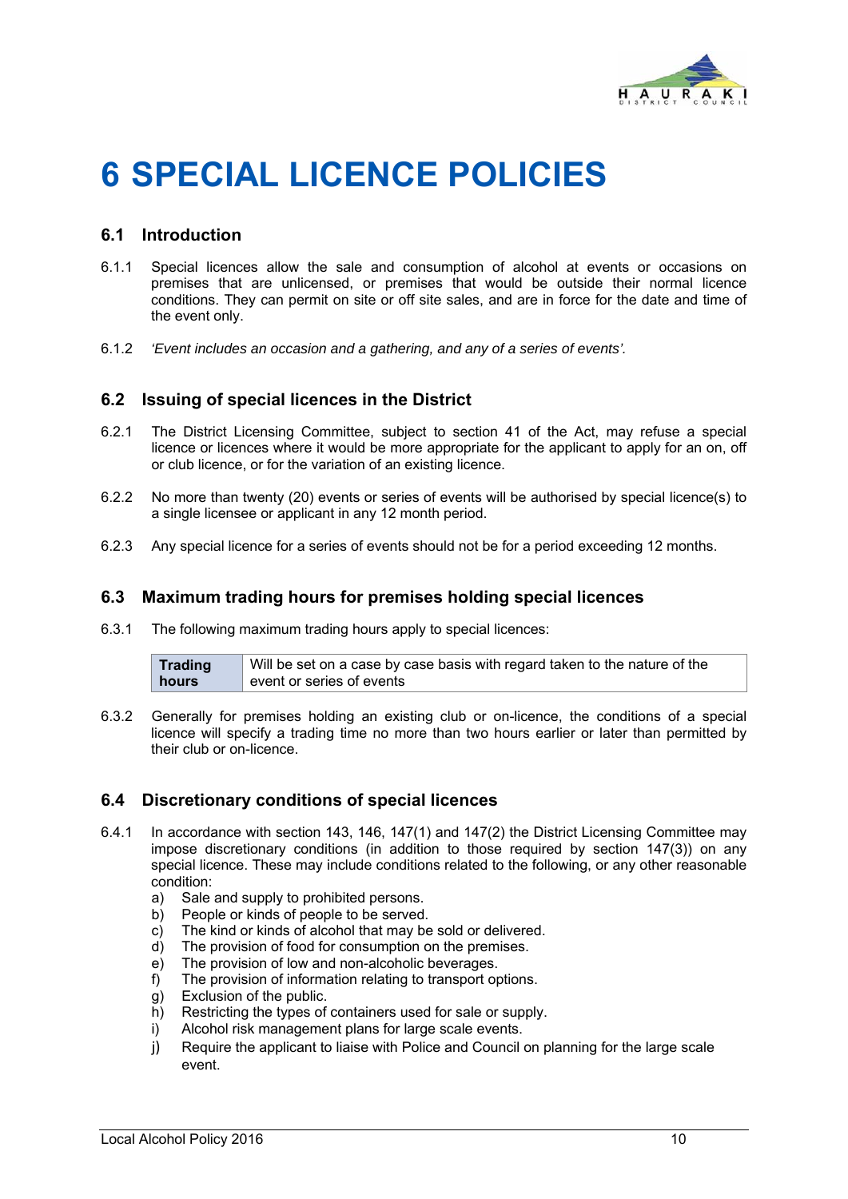# 6 SPECIAL LICENCE POLICIES

## 6.1 Introduction

6.1.1 Special licences allow the sale and consumption of alcohol at events or occasions on premises that are unlicensed, or premises that would be outside their normal licence conditions. They can permit on site or off site sales, and are in force for the date and time of the event only.

6.1.2 *'Event includes an occasion and a gathering, and any of a series of events'.*

## 6.2 Issuing of special licences in the District

6.2.1 The District Licensing Committee, subject to section 41 of the Act, may refuse a special licence or licences where it would be more appropriate for the applicant to apply for an on, off or club licence, or for the variation of an existing licence.

6.2.2 No more than twenty (20) events or series of events will be authorised by special licence(s) to a single licensee or applicant in any 12 month period.

6.2.3 Any special licence for a series of events should not be for a period exceeding 12 months.

## 6.3 Maximum trading hours for premises holding special licences

6.3.1 The following maximum trading hours apply to special licences:

| **Trading hours** | Will be set on a case by case basis with regard taken to the nature of the event or series of events |
|---|---|

6.3.2 Generally for premises holding an existing club or on-licence, the conditions of a special licence will specify a trading time no more than two hours earlier or later than permitted by their club or on-licence.

## 6.4 Discretionary conditions of special licences

6.4.1 In accordance with section 143, 146, 147(1) and 147(2) the District Licensing Committee may impose discretionary conditions (in addition to those required by section 147(3)) on any special licence. These may include conditions related to the following, or any other reasonable condition:

a) Sale and supply to prohibited persons.
b) People or kinds of people to be served.
c) The kind or kinds of alcohol that may be sold or delivered.
d) The provision of food for consumption on the premises.
e) The provision of low and non-alcoholic beverages.
f) The provision of information relating to transport options.
g) Exclusion of the public.
h) Restricting the types of containers used for sale or supply.
i) Alcohol risk management plans for large scale events.
j) Require the applicant to liaise with Police and Council on planning for the large scale event.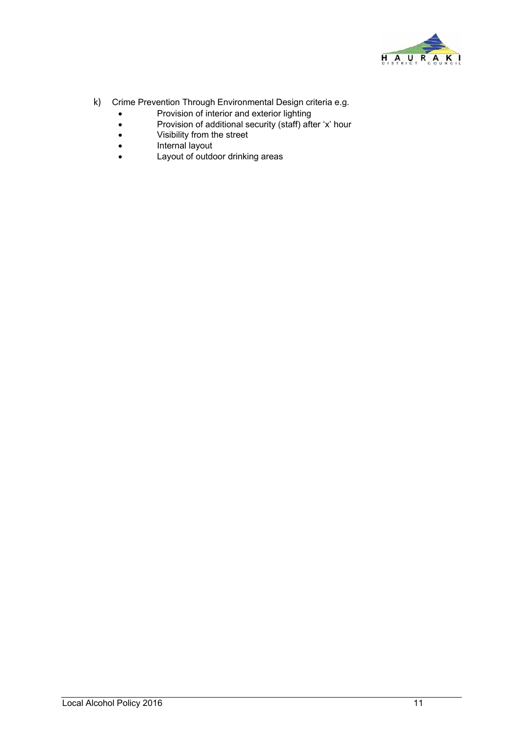k) Crime Prevention Through Environmental Design criteria e.g.

- Provision of interior and exterior lighting
- Provision of additional security (staff) after 'x' hour
- Visibility from the street
- Internal layout
- Layout of outdoor drinking areas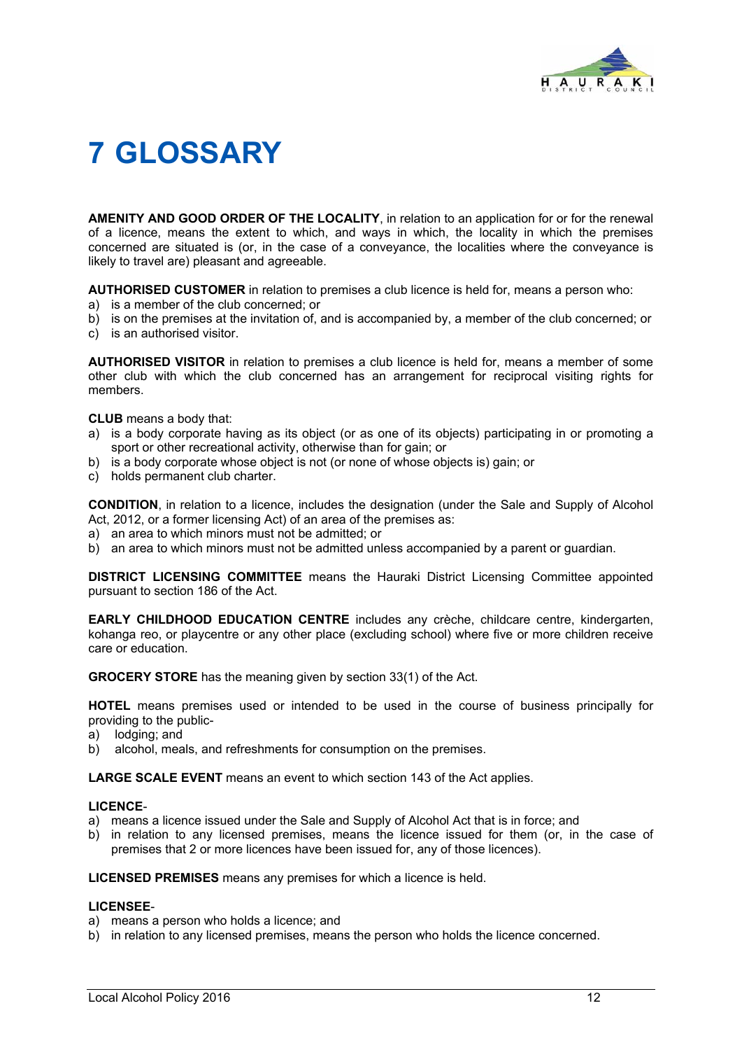# 7 GLOSSARY

**AMENITY AND GOOD ORDER OF THE LOCALITY**, in relation to an application for or for the renewal of a licence, means the extent to which, and ways in which, the locality in which the premises concerned are situated is (or, in the case of a conveyance, the localities where the conveyance is likely to travel are) pleasant and agreeable.

**AUTHORISED CUSTOMER** in relation to premises a club licence is held for, means a person who:

a) is a member of the club concerned; or
b) is on the premises at the invitation of, and is accompanied by, a member of the club concerned; or
c) is an authorised visitor.

**AUTHORISED VISITOR** in relation to premises a club licence is held for, means a member of some other club with which the club concerned has an arrangement for reciprocal visiting rights for members.

**CLUB** means a body that:

a) is a body corporate having as its object (or as one of its objects) participating in or promoting a sport or other recreational activity, otherwise than for gain; or
b) is a body corporate whose object is not (or none of whose objects is) gain; or
c) holds permanent club charter.

**CONDITION**, in relation to a licence, includes the designation (under the Sale and Supply of Alcohol Act, 2012, or a former licensing Act) of an area of the premises as:

a) an area to which minors must not be admitted; or
b) an area to which minors must not be admitted unless accompanied by a parent or guardian.

**DISTRICT LICENSING COMMITTEE** means the Hauraki District Licensing Committee appointed pursuant to section 186 of the Act.

**EARLY CHILDHOOD EDUCATION CENTRE** includes any crèche, childcare centre, kindergarten, kohanga reo, or playcentre or any other place (excluding school) where five or more children receive care or education.

**GROCERY STORE** has the meaning given by section 33(1) of the Act.

**HOTEL** means premises used or intended to be used in the course of business principally for providing to the public-

a) lodging; and
b) alcohol, meals, and refreshments for consumption on the premises.

**LARGE SCALE EVENT** means an event to which section 143 of the Act applies.

**LICENCE**-

a) means a licence issued under the Sale and Supply of Alcohol Act that is in force; and
b) in relation to any licensed premises, means the licence issued for them (or, in the case of premises that 2 or more licences have been issued for, any of those licences).

**LICENSED PREMISES** means any premises for which a licence is held.

**LICENSEE**-

a) means a person who holds a licence; and
b) in relation to any licensed premises, means the person who holds the licence concerned.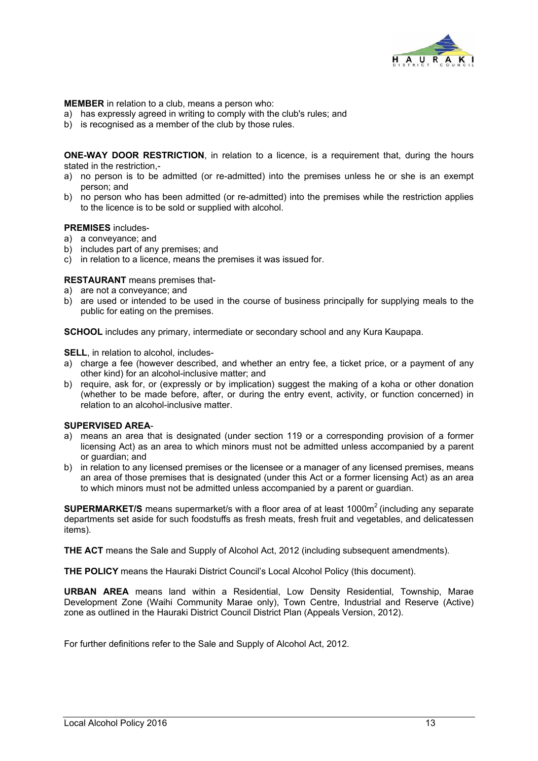**MEMBER** in relation to a club, means a person who:

a) has expressly agreed in writing to comply with the club's rules; and
b) is recognised as a member of the club by those rules.

**ONE-WAY DOOR RESTRICTION**, in relation to a licence, is a requirement that, during the hours stated in the restriction,-

a) no person is to be admitted (or re-admitted) into the premises unless he or she is an exempt person; and
b) no person who has been admitted (or re-admitted) into the premises while the restriction applies to the licence is to be sold or supplied with alcohol.

**PREMISES** includes-

a) a conveyance; and
b) includes part of any premises; and
c) in relation to a licence, means the premises it was issued for.

**RESTAURANT** means premises that-

a) are not a conveyance; and
b) are used or intended to be used in the course of business principally for supplying meals to the public for eating on the premises.

**SCHOOL** includes any primary, intermediate or secondary school and any Kura Kaupapa.

**SELL**, in relation to alcohol, includes-

a) charge a fee (however described, and whether an entry fee, a ticket price, or a payment of any other kind) for an alcohol-inclusive matter; and
b) require, ask for, or (expressly or by implication) suggest the making of a koha or other donation (whether to be made before, after, or during the entry event, activity, or function concerned) in relation to an alcohol-inclusive matter.

**SUPERVISED AREA**-

a) means an area that is designated (under section 119 or a corresponding provision of a former licensing Act) as an area to which minors must not be admitted unless accompanied by a parent or guardian; and
b) in relation to any licensed premises or the licensee or a manager of any licensed premises, means an area of those premises that is designated (under this Act or a former licensing Act) as an area to which minors must not be admitted unless accompanied by a parent or guardian.

**SUPERMARKET/S** means supermarket/s with a floor area of at least $1000m^2$ (including any separate departments set aside for such foodstuffs as fresh meats, fresh fruit and vegetables, and delicatessen items).

**THE ACT** means the Sale and Supply of Alcohol Act, 2012 (including subsequent amendments).

**THE POLICY** means the Hauraki District Council's Local Alcohol Policy (this document).

**URBAN AREA** means land within a Residential, Low Density Residential, Township, Marae Development Zone (Waihi Community Marae only), Town Centre, Industrial and Reserve (Active) zone as outlined in the Hauraki District Council District Plan (Appeals Version, 2012).

For further definitions refer to the Sale and Supply of Alcohol Act, 2012.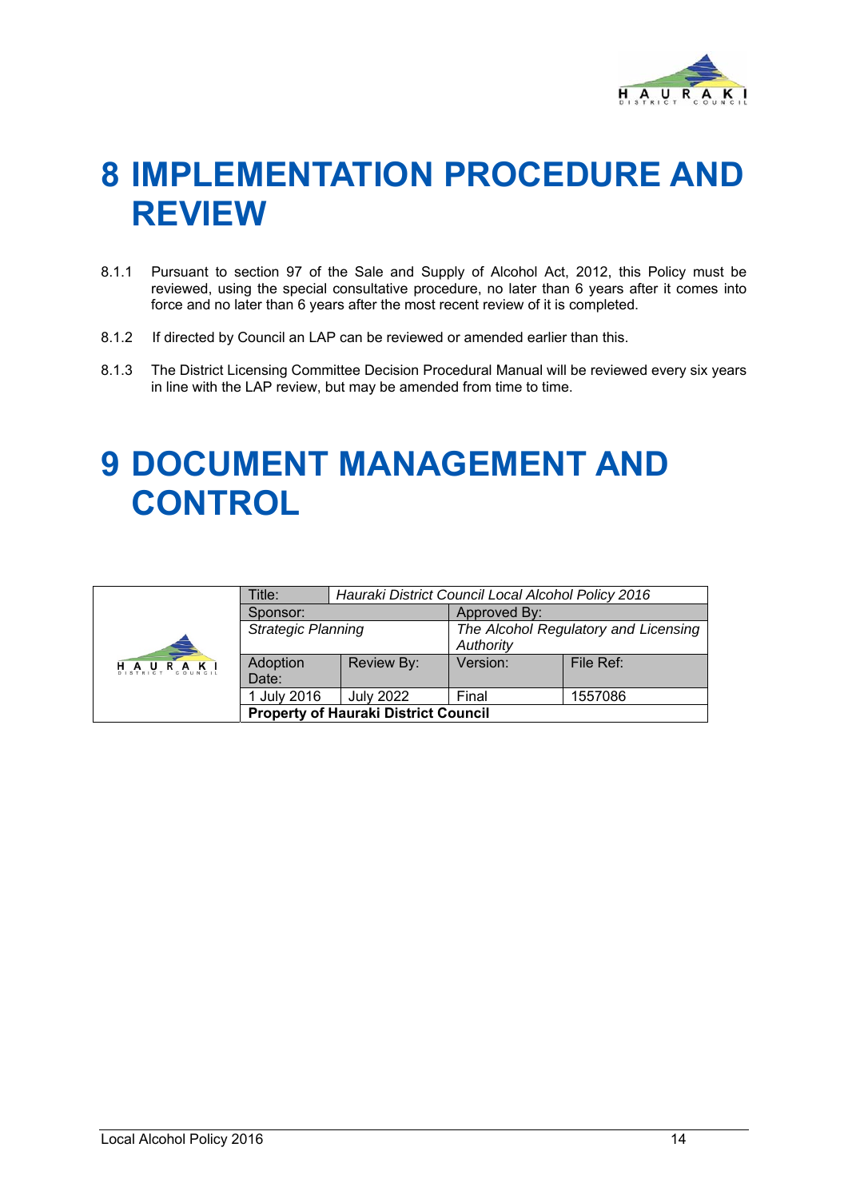# 8 IMPLEMENTATION PROCEDURE AND REVIEW

8.1.1 Pursuant to section 97 of the Sale and Supply of Alcohol Act, 2012, this Policy must be reviewed, using the special consultative procedure, no later than 6 years after it comes into force and no later than 6 years after the most recent review of it is completed.

8.1.2 If directed by Council an LAP can be reviewed or amended earlier than this.

8.1.3 The District Licensing Committee Decision Procedural Manual will be reviewed every six years in line with the LAP review, but may be amended from time to time.

# 9 DOCUMENT MANAGEMENT AND CONTROL

| | | | | |
|---|---|---|---|---|
| Title: | *Hauraki District Council Local Alcohol Policy 2016* | | | |
| Sponsor: | | Approved By: | | |
| *Strategic Planning* | | *The Alcohol Regulatory and Licensing Authority* | | |
| Adoption Date: | Review By: | Version: | File Ref: | |
| 1 July 2016 | July 2022 | Final | 1557086 | |
| **Property of Hauraki District Council** | | | | |